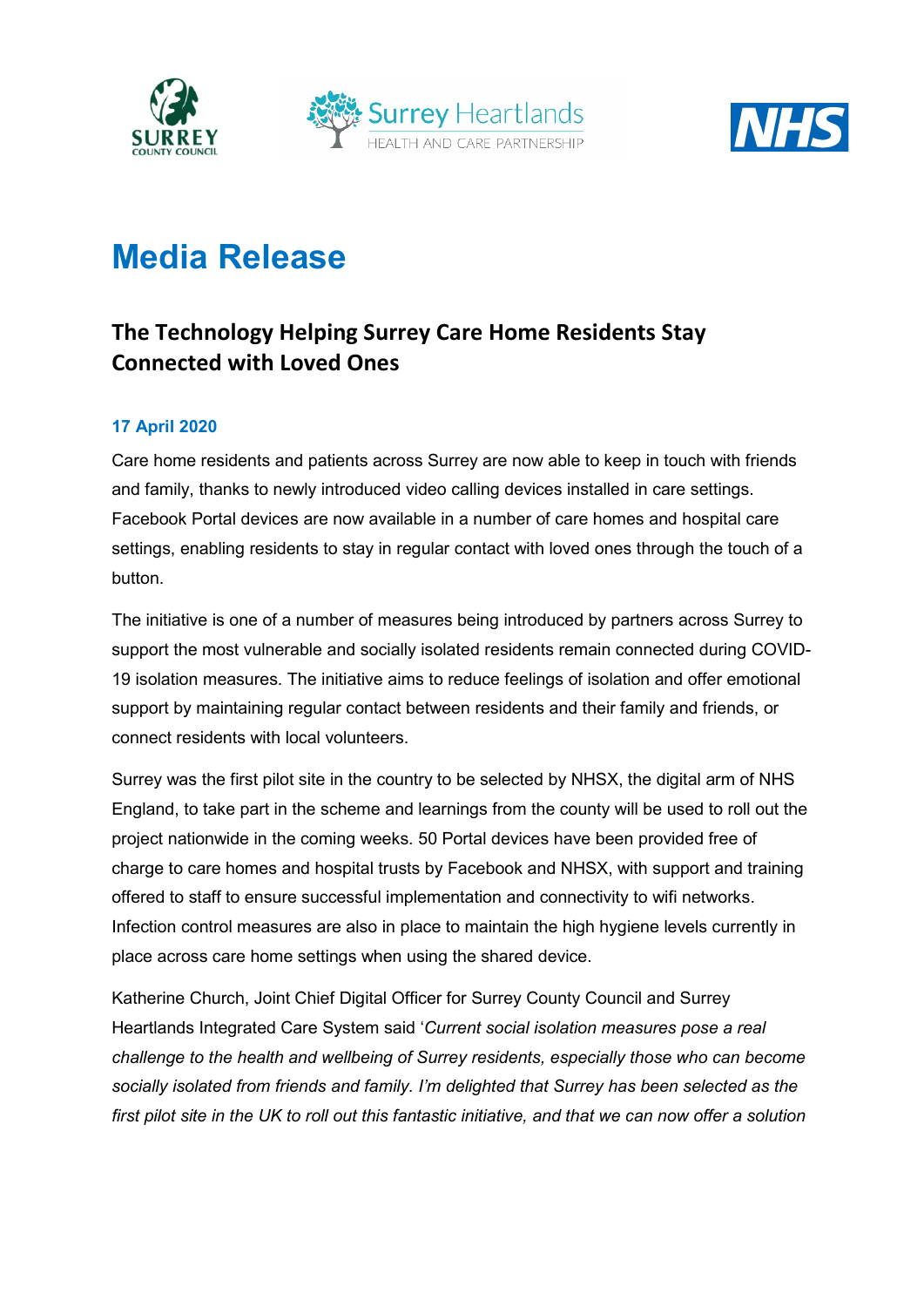# Media Release

## The Technology Helping Surrey Care Home Residents Stay Connected with Loved Ones

**17 April 2020**

Care home residents and patients across Surrey are now able to keep in touch with friends and family, thanks to newly introduced video calling devices installed in care settings. Facebook Portal devices are now available in a number of care homes and hospital care settings, enabling residents to stay in regular contact with loved ones through the touch of a button.

The initiative is one of a number of measures being introduced by partners across Surrey to support the most vulnerable and socially isolated residents remain connected during COVID-19 isolation measures. The initiative aims to reduce feelings of isolation and offer emotional support by maintaining regular contact between residents and their family and friends, or connect residents with local volunteers.

Surrey was the first pilot site in the country to be selected by NHSX, the digital arm of NHS England, to take part in the scheme and learnings from the county will be used to roll out the project nationwide in the coming weeks. 50 Portal devices have been provided free of charge to care homes and hospital trusts by Facebook and NHSX, with support and training offered to staff to ensure successful implementation and connectivity to wifi networks. Infection control measures are also in place to maintain the high hygiene levels currently in place across care home settings when using the shared device.

Katherine Church, Joint Chief Digital Officer for Surrey County Council and Surrey Heartlands Integrated Care System said '*Current social isolation measures pose a real challenge to the health and wellbeing of Surrey residents, especially those who can become socially isolated from friends and family. I'm delighted that Surrey has been selected as the first pilot site in the UK to roll out this fantastic initiative, and that we can now offer a solution*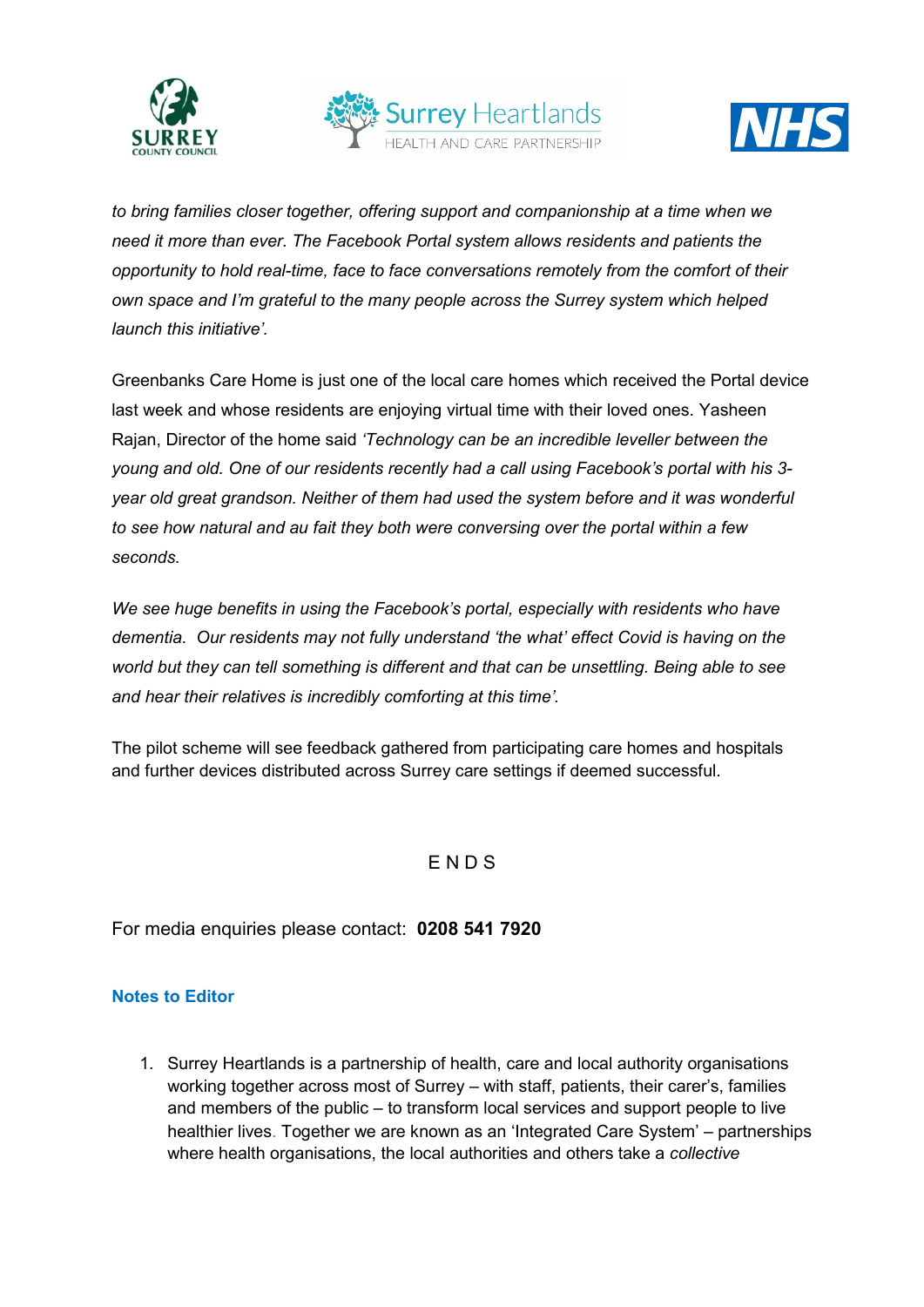*to bring families closer together, offering support and companionship at a time when we need it more than ever. The Facebook Portal system allows residents and patients the opportunity to hold real-time, face to face conversations remotely from the comfort of their own space and I'm grateful to the many people across the Surrey system which helped launch this initiative'.*

Greenbanks Care Home is just one of the local care homes which received the Portal device last week and whose residents are enjoying virtual time with their loved ones. Yasheen Rajan, Director of the home said *'Technology can be an incredible leveller between the young and old. One of our residents recently had a call using Facebook's portal with his 3-year old great grandson. Neither of them had used the system before and it was wonderful to see how natural and au fait they both were conversing over the portal within a few seconds.*

*We see huge benefits in using the Facebook's portal, especially with residents who have dementia. Our residents may not fully understand 'the what' effect Covid is having on the world but they can tell something is different and that can be unsettling. Being able to see and hear their relatives is incredibly comforting at this time'.*

The pilot scheme will see feedback gathered from participating care homes and hospitals and further devices distributed across Surrey care settings if deemed successful.

E N D S

For media enquiries please contact: **0208 541 7920**

**Notes to Editor**

1. Surrey Heartlands is a partnership of health, care and local authority organisations working together across most of Surrey – with staff, patients, their carer's, families and members of the public – to transform local services and support people to live healthier lives. Together we are known as an 'Integrated Care System' – partnerships where health organisations, the local authorities and others take a *collective*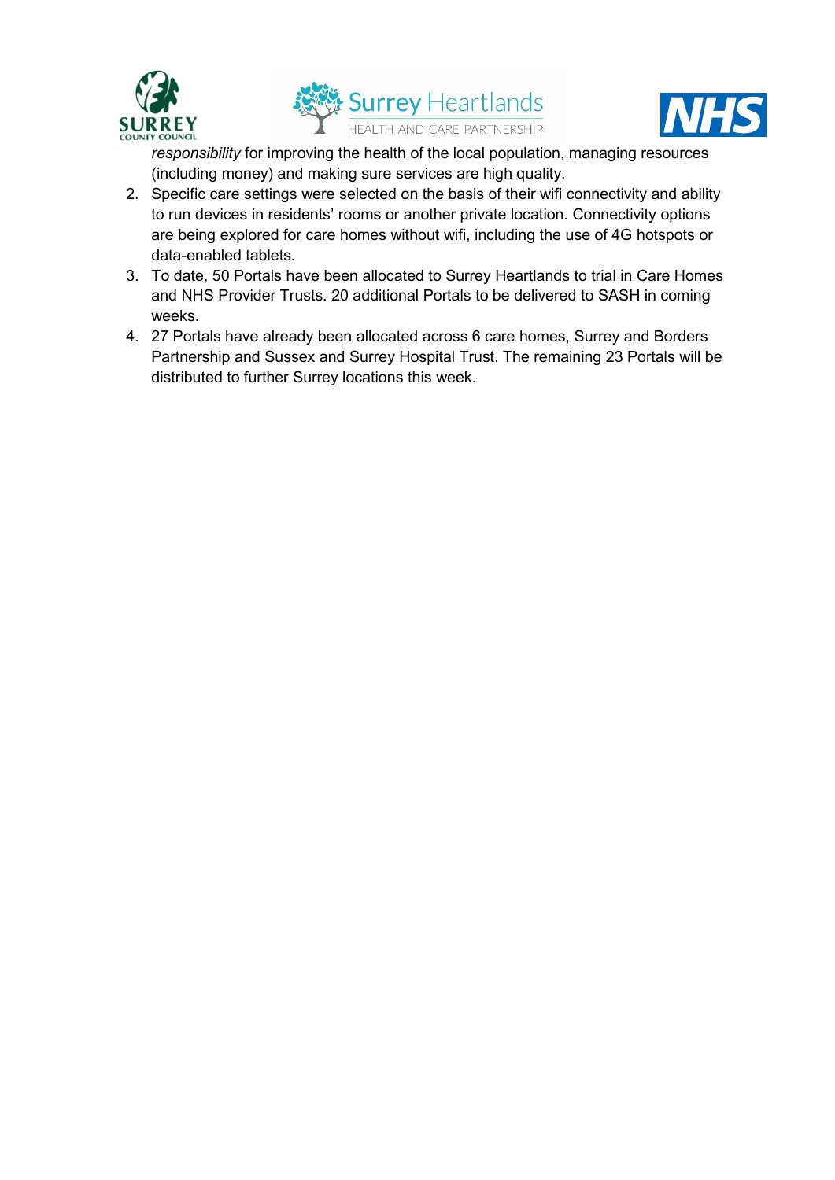*responsibility* for improving the health of the local population, managing resources (including money) and making sure services are high quality.

2. Specific care settings were selected on the basis of their wifi connectivity and ability to run devices in residents' rooms or another private location. Connectivity options are being explored for care homes without wifi, including the use of 4G hotspots or data-enabled tablets.
3. To date, 50 Portals have been allocated to Surrey Heartlands to trial in Care Homes and NHS Provider Trusts. 20 additional Portals to be delivered to SASH in coming weeks.
4. 27 Portals have already been allocated across 6 care homes, Surrey and Borders Partnership and Sussex and Surrey Hospital Trust. The remaining 23 Portals will be distributed to further Surrey locations this week.